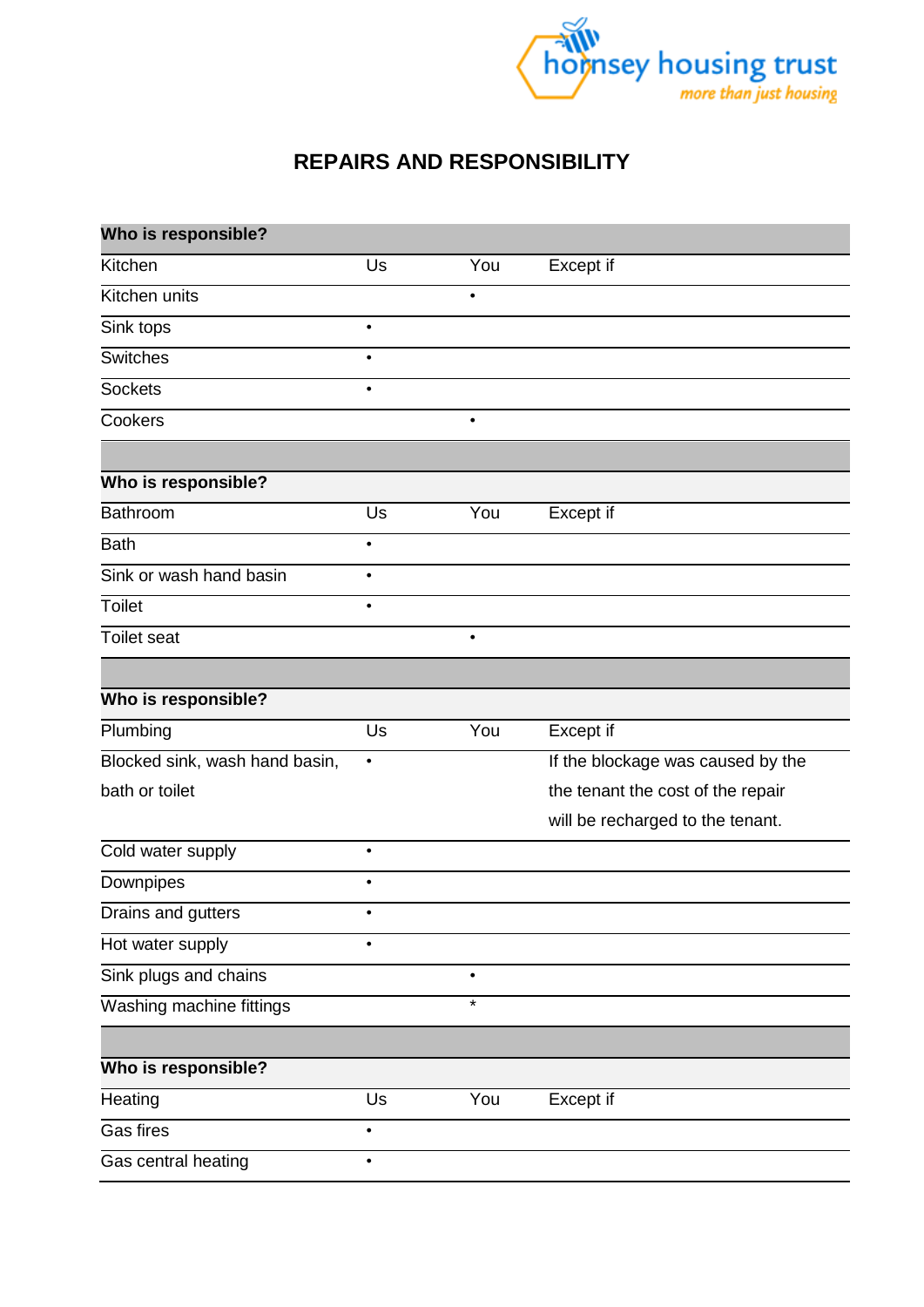hornsey housing trust

*more than just housing*

# REPAIRS AND RESPONSIBILITY

| **Who is responsible?** | | | |
|---|---|---|---|
| Kitchen | Us | You | Except if |
| Kitchen units | | • | |
| Sink tops | • | | |
| Switches | • | | |
| Sockets | • | | |
| Cookers | | • | |

| **Who is responsible?** | | | |
|---|---|---|---|
| Bathroom | Us | You | Except if |
| Bath | • | | |
| Sink or wash hand basin | • | | |
| Toilet | • | | |
| Toilet seat | | • | |

| **Who is responsible?** | | | |
|---|---|---|---|
| Plumbing | Us | You | Except if |
| Blocked sink, wash hand basin, bath or toilet | • | | If the blockage was caused by the tenant the cost of the repair will be recharged to the tenant. |
| Cold water supply | • | | |
| Downpipes | • | | |
| Drains and gutters | • | | |
| Hot water supply | • | | |
| Sink plugs and chains | | • | |
| Washing machine fittings | | * | |

| **Who is responsible?** | | | |
|---|---|---|---|
| Heating | Us | You | Except if |
| Gas fires | • | | |
| Gas central heating | • | | |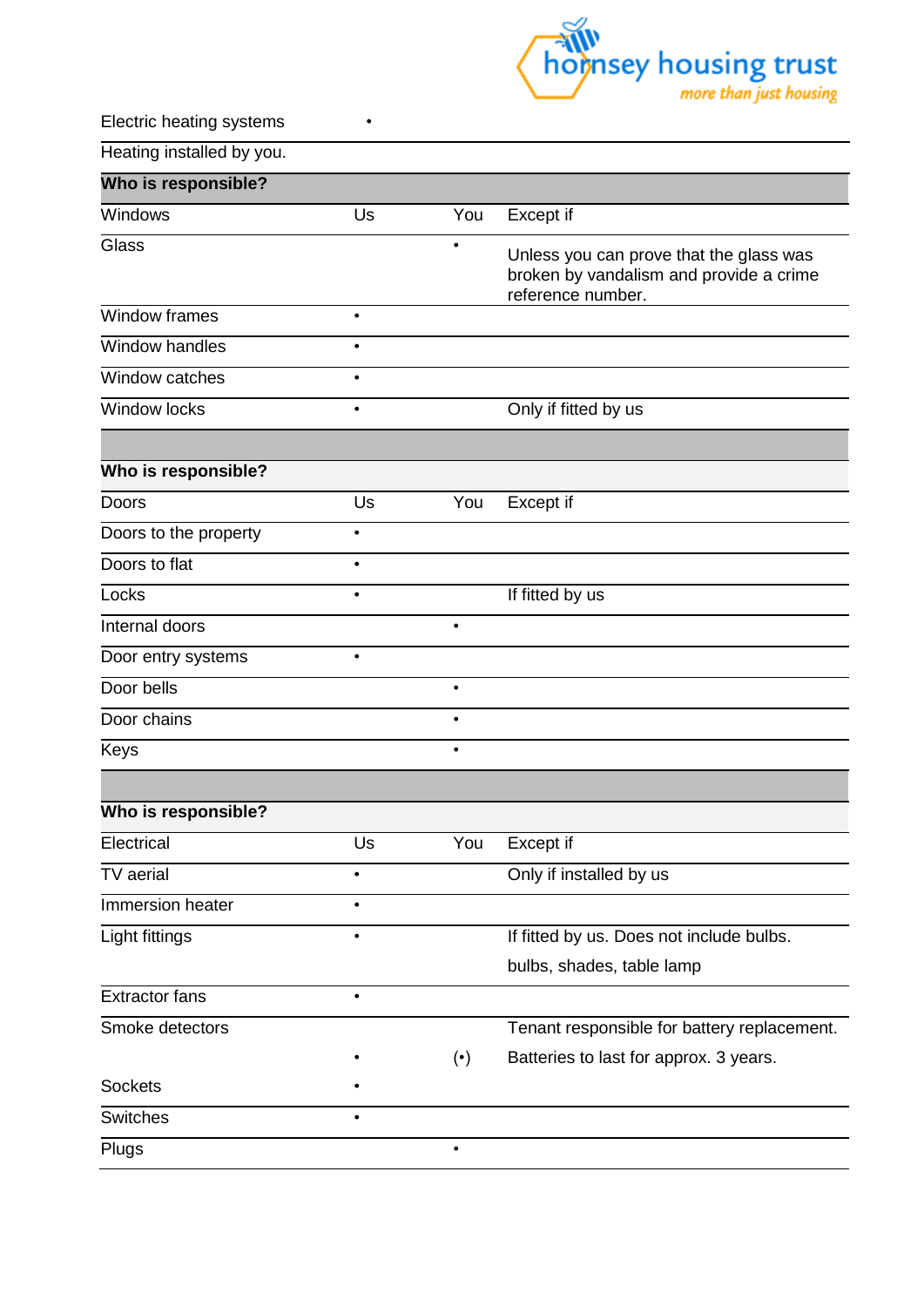| Electric heating systems | • | | |
|---|---|---|---|
| Heating installed by you. | | | |

| **Who is responsible?** | | | |
|---|---|---|---|
| Windows | Us | You | Except if |
| Glass | | • | Unless you can prove that the glass was broken by vandalism and provide a crime reference number. |
| Window frames | • | | |
| Window handles | • | | |
| Window catches | • | | |
| Window locks | • | | Only if fitted by us |

| **Who is responsible?** | | | |
|---|---|---|---|
| Doors | Us | You | Except if |
| Doors to the property | • | | |
| Doors to flat | • | | |
| Locks | • | | If fitted by us |
| Internal doors | | • | |
| Door entry systems | • | | |
| Door bells | | • | |
| Door chains | | • | |
| Keys | | • | |

| **Who is responsible?** | | | |
|---|---|---|---|
| Electrical | Us | You | Except if |
| TV aerial | • | | Only if installed by us |
| Immersion heater | • | | |
| Light fittings | • | | If fitted by us. Does not include bulbs. bulbs, shades, table lamp |
| Extractor fans | • | | |
| Smoke detectors | • | (•) | Tenant responsible for battery replacement. Batteries to last for approx. 3 years. |
| Sockets | • | | |
| Switches | • | | |
| Plugs | | • | |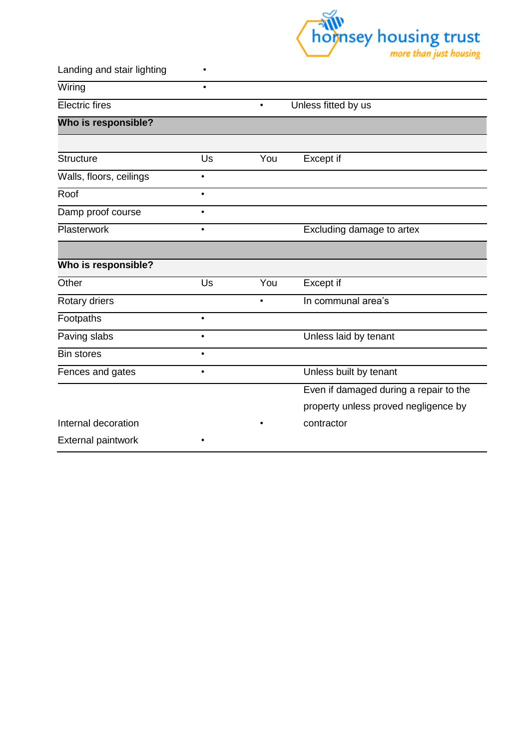| | | | |
|---|---|---|---|
| Landing and stair lighting | • | | |
| Wiring | • | | |
| Electric fires | | • | Unless fitted by us |

| **Who is responsible?** | | | |
|---|---|---|---|
| Structure | Us | You | Except if |
| Walls, floors, ceilings | • | | |
| Roof | • | | |
| Damp proof course | • | | |
| Plasterwork | • | | Excluding damage to artex |

| **Who is responsible?** | | | |
|---|---|---|---|
| Other | Us | You | Except if |
| Rotary driers | | • | In communal area's |
| Footpaths | • | | |
| Paving slabs | • | | Unless laid by tenant |
| Bin stores | • | | |
| Fences and gates | • | | Unless built by tenant |
| Internal decoration | | • | Even if damaged during a repair to the property unless proved negligence by contractor |
| External paintwork | • | | |